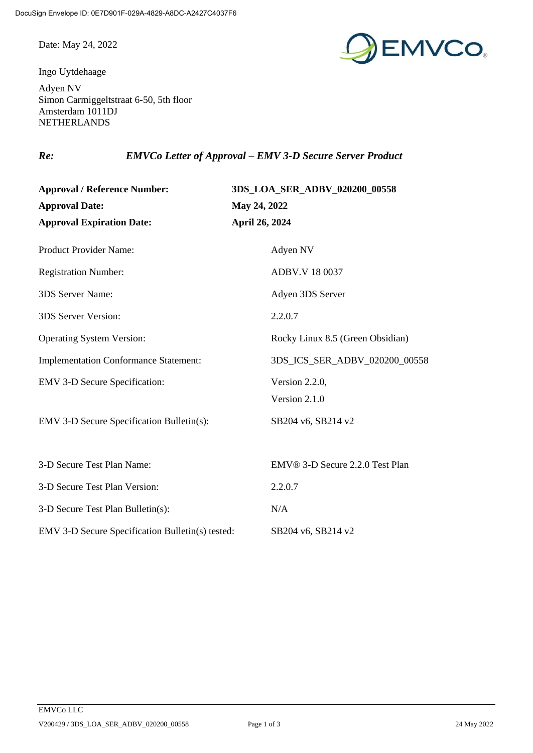DocuSign Envelope ID: 0E7D901F-029A-4829-A8DC-A2427C4037F6

Date: May 24, 2022

Ingo Uytdehaage

Adyen NV
Simon Carmiggeltstraat 6-50, 5th floor
Amsterdam 1011DJ
NETHERLANDS

***Re:*** ***EMVCo Letter of Approval – EMV 3-D Secure Server Product***

| | |
|---|---|
| **Approval / Reference Number:** | **3DS_LOA_SER_ADBV_020200_00558** |
| **Approval Date:** | **May 24, 2022** |
| **Approval Expiration Date:** | **April 26, 2024** |

| | |
|---|---|
| Product Provider Name: | Adyen NV |
| Registration Number: | ADBV.V 18 0037 |
| 3DS Server Name: | Adyen 3DS Server |
| 3DS Server Version: | 2.2.0.7 |
| Operating System Version: | Rocky Linux 8.5 (Green Obsidian) |
| Implementation Conformance Statement: | 3DS_ICS_SER_ADBV_020200_00558 |
| EMV 3-D Secure Specification: | Version 2.2.0,<br>Version 2.1.0 |
| EMV 3-D Secure Specification Bulletin(s): | SB204 v6, SB214 v2 |

| | |
|---|---|
| 3-D Secure Test Plan Name: | EMV® 3-D Secure 2.2.0 Test Plan |
| 3-D Secure Test Plan Version: | 2.2.0.7 |
| 3-D Secure Test Plan Bulletin(s): | N/A |
| EMV 3-D Secure Specification Bulletin(s) tested: | SB204 v6, SB214 v2 |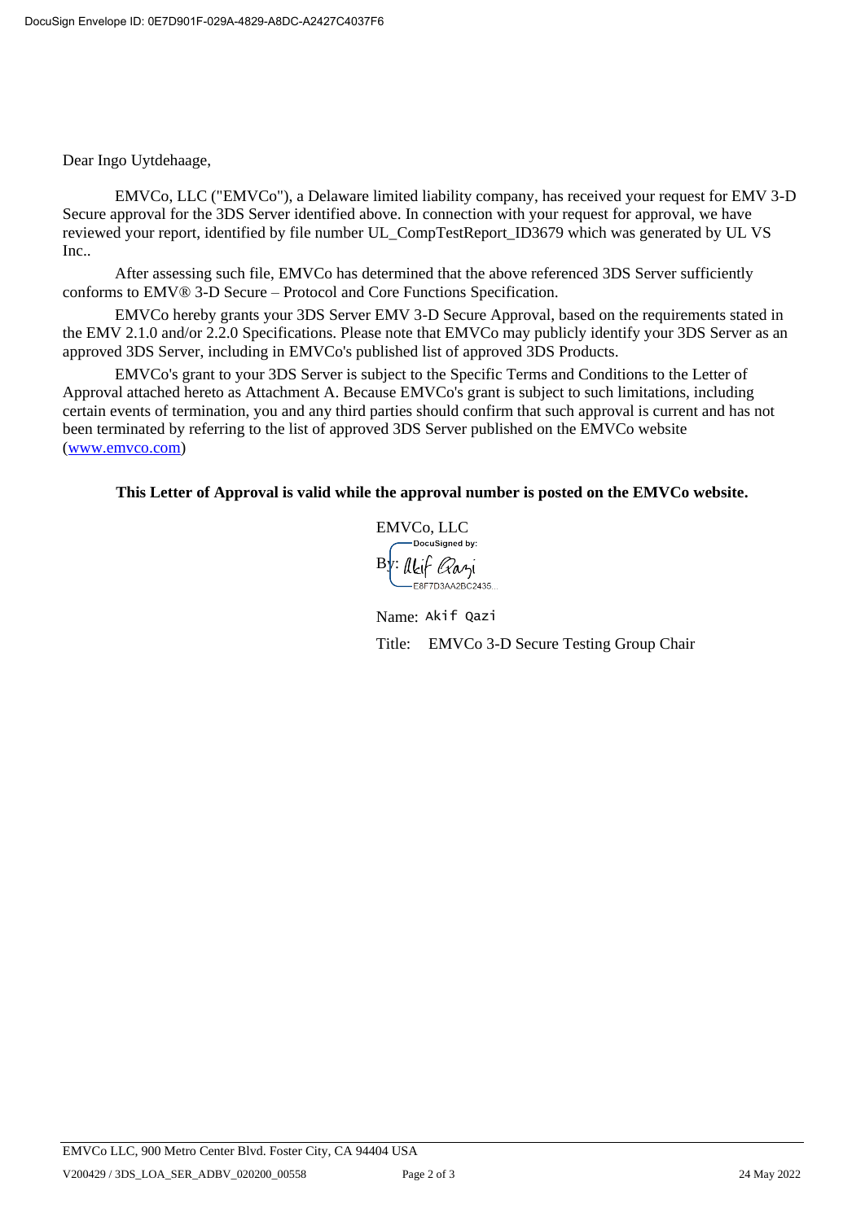Dear Ingo Uytdehaage,

EMVCo, LLC ("EMVCo"), a Delaware limited liability company, has received your request for EMV 3-D Secure approval for the 3DS Server identified above. In connection with your request for approval, we have reviewed your report, identified by file number UL_CompTestReport_ID3679 which was generated by UL VS Inc..

After assessing such file, EMVCo has determined that the above referenced 3DS Server sufficiently conforms to EMV® 3-D Secure – Protocol and Core Functions Specification.

EMVCo hereby grants your 3DS Server EMV 3-D Secure Approval, based on the requirements stated in the EMV 2.1.0 and/or 2.2.0 Specifications. Please note that EMVCo may publicly identify your 3DS Server as an approved 3DS Server, including in EMVCo's published list of approved 3DS Products.

EMVCo's grant to your 3DS Server is subject to the Specific Terms and Conditions to the Letter of Approval attached hereto as Attachment A. Because EMVCo's grant is subject to such limitations, including certain events of termination, you and any third parties should confirm that such approval is current and has not been terminated by referring to the list of approved 3DS Server published on the EMVCo website ([www.emvco.com](www.emvco.com))

**This Letter of Approval is valid while the approval number is posted on the EMVCo website.**

EMVCo, LLC

By: Akif Qazi (DocuSigned by: E8F7D3AA2BC2435...)

Name: Akif Qazi

Title: EMVCo 3-D Secure Testing Group Chair

EMVCo LLC, 900 Metro Center Blvd. Foster City, CA 94404 USA

V200429 / 3DS_LOA_SER_ADBV_020200_00558 — 24 May 2022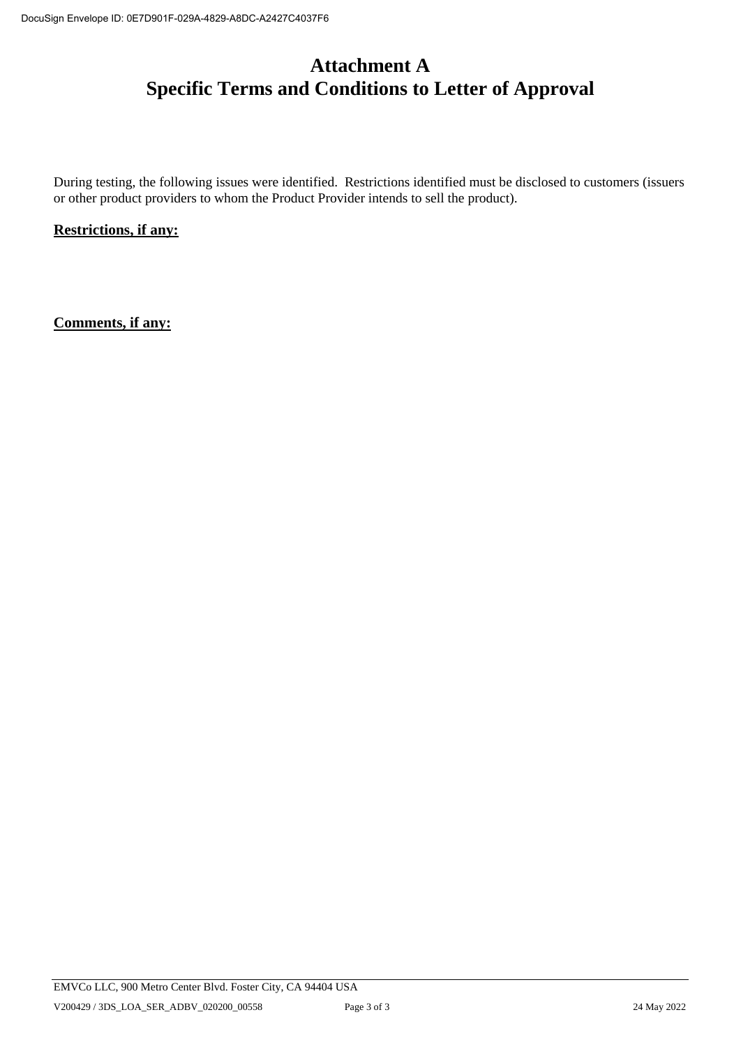# Attachment A
# Specific Terms and Conditions to Letter of Approval

During testing, the following issues were identified. Restrictions identified must be disclosed to customers (issuers or other product providers to whom the Product Provider intends to sell the product).

**Restrictions, if any:**

**Comments, if any:**